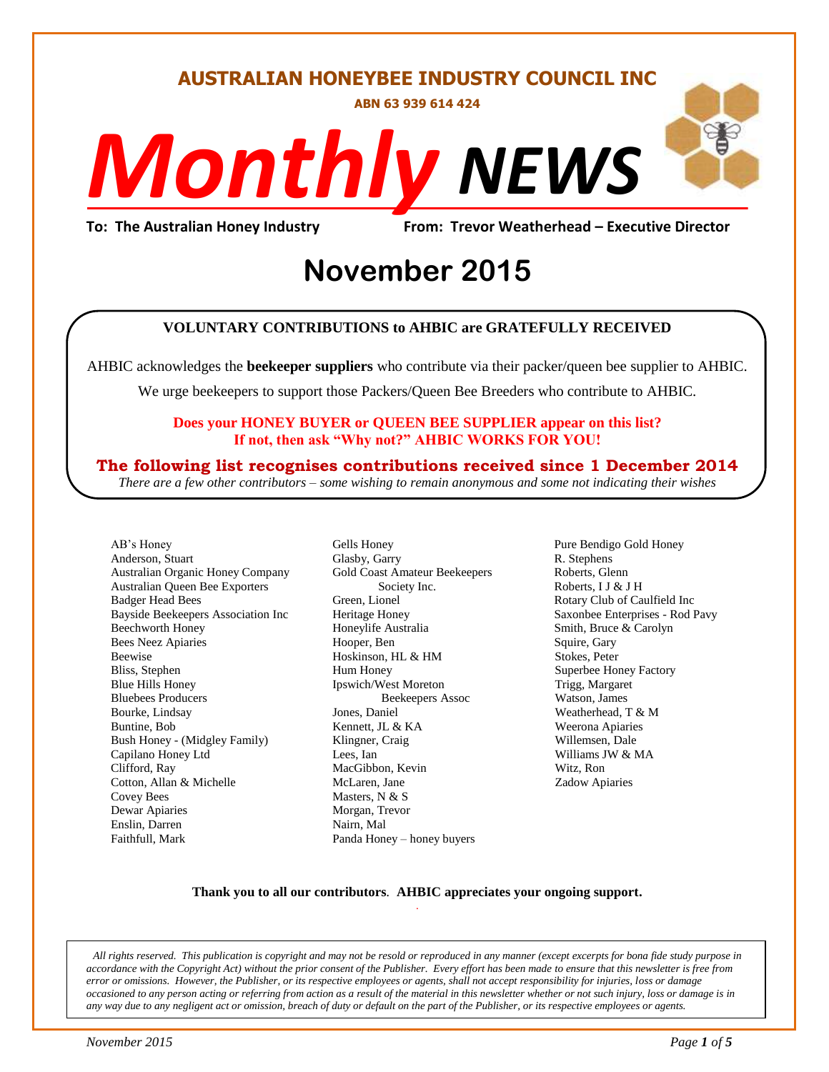# AUSTRALIAN HONEYBEE INDUSTRY COUNCIL INC

**ABN 63 939 614 424**

# *Monthly* NEWS

**To: The Australian Honey Industry** **From: Trevor Weatherhead – Executive Director**

# November 2015

**VOLUNTARY CONTRIBUTIONS to AHBIC are GRATEFULLY RECEIVED**

AHBIC acknowledges the **beekeeper suppliers** who contribute via their packer/queen bee supplier to AHBIC.

We urge beekeepers to support those Packers/Queen Bee Breeders who contribute to AHBIC.

**Does your HONEY BUYER or QUEEN BEE SUPPLIER appear on this list? If not, then ask "Why not?" AHBIC WORKS FOR YOU!**

**The following list recognises contributions received since 1 December 2014**

*There are a few other contributors – some wishing to remain anonymous and some not indicating their wishes*

AB's Honey
Anderson, Stuart
Australian Organic Honey Company
Australian Queen Bee Exporters
Badger Head Bees
Bayside Beekeepers Association Inc
Beechworth Honey
Bees Neez Apiaries
Beewise
Bliss, Stephen
Blue Hills Honey
Bluebees Producers
Bourke, Lindsay
Buntine, Bob
Bush Honey - (Midgley Family)
Capilano Honey Ltd
Clifford, Ray
Cotton, Allan & Michelle
Covey Bees
Dewar Apiaries
Enslin, Darren
Faithfull, Mark
Gells Honey
Glasby, Garry
Gold Coast Amateur Beekeepers Society Inc.
Green, Lionel
Heritage Honey
Honeylife Australia
Hooper, Ben
Hoskinson, HL & HM
Hum Honey
Ipswich/West Moreton Beekeepers Assoc
Jones, Daniel
Kennett, JL & KA
Klingner, Craig
Lees, Ian
MacGibbon, Kevin
McLaren, Jane
Masters, N & S
Morgan, Trevor
Nairn, Mal
Panda Honey – honey buyers
Pure Bendigo Gold Honey
R. Stephens
Roberts, Glenn
Roberts, I J & J H
Rotary Club of Caulfield Inc
Saxonbee Enterprises - Rod Pavy
Smith, Bruce & Carolyn
Squire, Gary
Stokes, Peter
Superbee Honey Factory
Trigg, Margaret
Watson, James
Weatherhead, T & M
Weerona Apiaries
Willemsen, Dale
Williams JW & MA
Witz, Ron
Zadow Apiaries

**Thank you to all our contributors**. **AHBIC appreciates your ongoing support.**

*All rights reserved. This publication is copyright and may not be resold or reproduced in any manner (except excerpts for bona fide study purpose in accordance with the Copyright Act) without the prior consent of the Publisher. Every effort has been made to ensure that this newsletter is free from error or omissions. However, the Publisher, or its respective employees or agents, shall not accept responsibility for injuries, loss or damage occasioned to any person acting or referring from action as a result of the material in this newsletter whether or not such injury, loss or damage is in any way due to any negligent act or omission, breach of duty or default on the part of the Publisher, or its respective employees or agents.*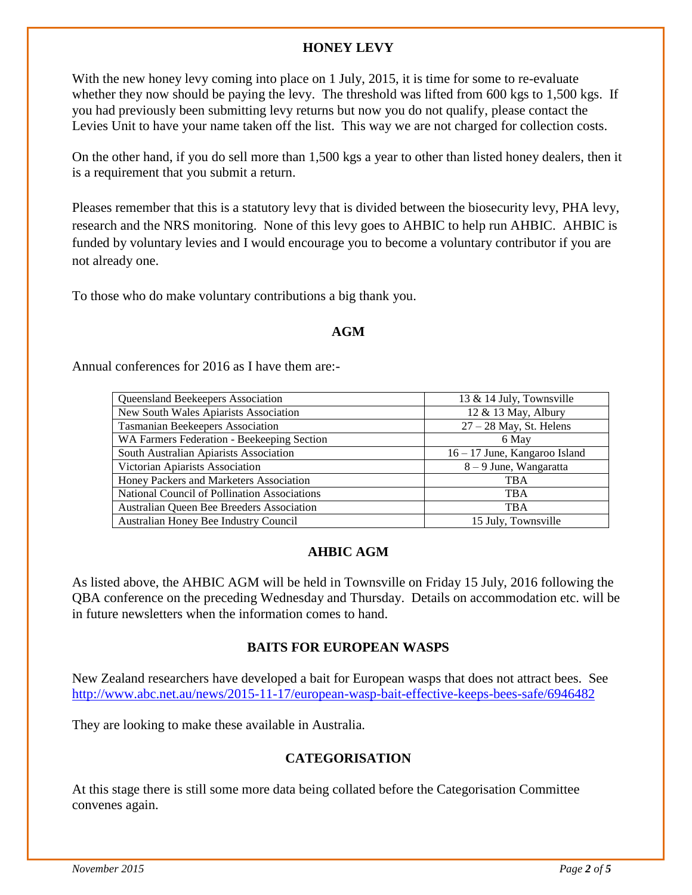## HONEY LEVY

With the new honey levy coming into place on 1 July, 2015, it is time for some to re-evaluate whether they now should be paying the levy. The threshold was lifted from 600 kgs to 1,500 kgs. If you had previously been submitting levy returns but now you do not qualify, please contact the Levies Unit to have your name taken off the list. This way we are not charged for collection costs.

On the other hand, if you do sell more than 1,500 kgs a year to other than listed honey dealers, then it is a requirement that you submit a return.

Pleases remember that this is a statutory levy that is divided between the biosecurity levy, PHA levy, research and the NRS monitoring. None of this levy goes to AHBIC to help run AHBIC. AHBIC is funded by voluntary levies and I would encourage you to become a voluntary contributor if you are not already one.

To those who do make voluntary contributions a big thank you.

## AGM

Annual conferences for 2016 as I have them are:-

| Association | Date / Location |
|---|---|
| Queensland Beekeepers Association | 13 & 14 July, Townsville |
| New South Wales Apiarists Association | 12 & 13 May, Albury |
| Tasmanian Beekeepers Association | 27 – 28 May, St. Helens |
| WA Farmers Federation - Beekeeping Section | 6 May |
| South Australian Apiarists Association | 16 – 17 June, Kangaroo Island |
| Victorian Apiarists Association | 8 – 9 June, Wangaratta |
| Honey Packers and Marketers Association | TBA |
| National Council of Pollination Associations | TBA |
| Australian Queen Bee Breeders Association | TBA |
| Australian Honey Bee Industry Council | 15 July, Townsville |

## AHBIC AGM

As listed above, the AHBIC AGM will be held in Townsville on Friday 15 July, 2016 following the QBA conference on the preceding Wednesday and Thursday. Details on accommodation etc. will be in future newsletters when the information comes to hand.

## BAITS FOR EUROPEAN WASPS

New Zealand researchers have developed a bait for European wasps that does not attract bees. See http://www.abc.net.au/news/2015-11-17/european-wasp-bait-effective-keeps-bees-safe/6946482

They are looking to make these available in Australia.

## CATEGORISATION

At this stage there is still some more data being collated before the Categorisation Committee convenes again.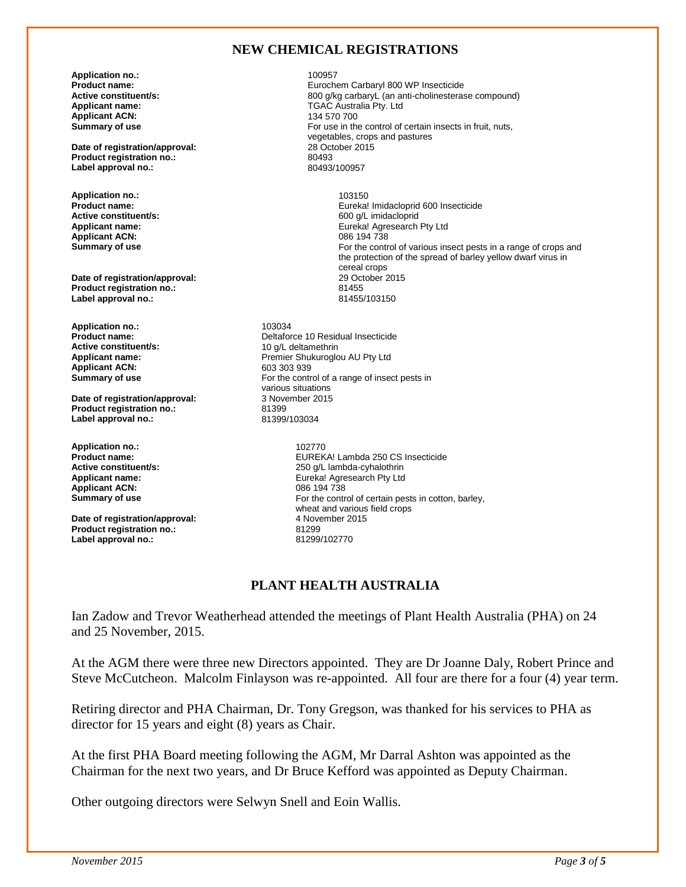## NEW CHEMICAL REGISTRATIONS

**Application no.:** 100957
**Product name:** Eurochem Carbaryl 800 WP Insecticide
**Active constituent/s:** 800 g/kg carbaryL (an anti-cholinesterase compound)
**Applicant name:** TGAC Australia Pty. Ltd
**Applicant ACN:** 134 570 700
**Summary of use** For use in the control of certain insects in fruit, nuts, vegetables, crops and pastures
**Date of registration/approval:** 28 October 2015
**Product registration no.:** 80493
**Label approval no.:** 80493/100957

**Application no.:** 103150
**Product name:** Eureka! Imidacloprid 600 Insecticide
**Active constituent/s:** 600 g/L imidacloprid
**Applicant name:** Eureka! Agresearch Pty Ltd
**Applicant ACN:** 086 194 738
**Summary of use** For the control of various insect pests in a range of crops and the protection of the spread of barley yellow dwarf virus in cereal crops
**Date of registration/approval:** 29 October 2015
**Product registration no.:** 81455
**Label approval no.:** 81455/103150

**Application no.:** 103034
**Product name:** Deltaforce 10 Residual Insecticide
**Active constituent/s:** 10 g/L deltamethrin
**Applicant name:** Premier Shukuroglou AU Pty Ltd
**Applicant ACN:** 603 303 939
**Summary of use** For the control of a range of insect pests in various situations
**Date of registration/approval:** 3 November 2015
**Product registration no.:** 81399
**Label approval no.:** 81399/103034

**Application no.:** 102770
**Product name:** EUREKA! Lambda 250 CS Insecticide
**Active constituent/s:** 250 g/L lambda-cyhalothrin
**Applicant name:** Eureka! Agresearch Pty Ltd
**Applicant ACN:** 086 194 738
**Summary of use** For the control of certain pests in cotton, barley, wheat and various field crops
**Date of registration/approval:** 4 November 2015
**Product registration no.:** 81299
**Label approval no.:** 81299/102770

## PLANT HEALTH AUSTRALIA

Ian Zadow and Trevor Weatherhead attended the meetings of Plant Health Australia (PHA) on 24 and 25 November, 2015.

At the AGM there were three new Directors appointed. They are Dr Joanne Daly, Robert Prince and Steve McCutcheon. Malcolm Finlayson was re-appointed. All four are there for a four (4) year term.

Retiring director and PHA Chairman, Dr. Tony Gregson, was thanked for his services to PHA as director for 15 years and eight (8) years as Chair.

At the first PHA Board meeting following the AGM, Mr Darral Ashton was appointed as the Chairman for the next two years, and Dr Bruce Kefford was appointed as Deputy Chairman.

Other outgoing directors were Selwyn Snell and Eoin Wallis.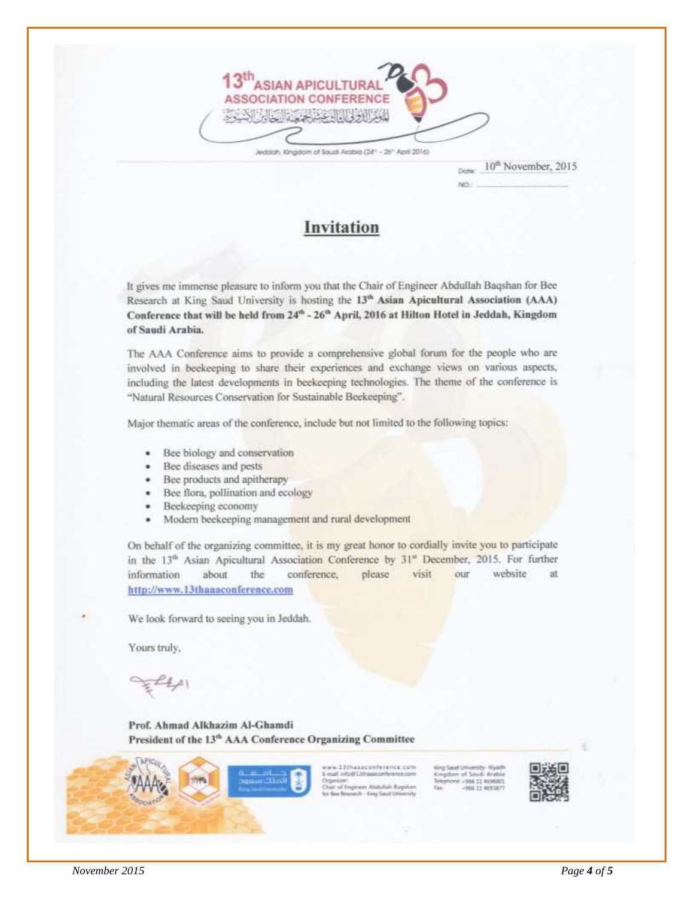13th ASIAN APICULTURAL ASSOCIATION CONFERENCE

Jeddah, Kingdom of Saudi Arabia (24th - 26th April 2016)

Date: 10th November, 2015

NO.:

# Invitation

It gives me immense pleasure to inform you that the Chair of Engineer Abdullah Baqshan for Bee Research at King Saud University is hosting the **13th Asian Apicultural Association (AAA) Conference that will be held from 24th - 26th April, 2016 at Hilton Hotel in Jeddah, Kingdom of Saudi Arabia.**

The AAA Conference aims to provide a comprehensive global forum for the people who are involved in beekeeping to share their experiences and exchange views on various aspects, including the latest developments in beekeeping technologies. The theme of the conference is "Natural Resources Conservation for Sustainable Beekeeping".

Major thematic areas of the conference, include but not limited to the following topics:

- Bee biology and conservation
- Bee diseases and pests
- Bee products and apitherapy
- Bee flora, pollination and ecology
- Beekeeping economy
- Modern beekeeping management and rural development

On behalf of the organizing committee, it is my great honor to cordially invite you to participate in the 13th Asian Apicultural Association Conference by 31st December, 2015. For further information about the conference, please visit our website at http://www.13thaaaconference.com

We look forward to seeing you in Jeddah.

Yours truly,

**Prof. Ahmad Alkhazim Al-Ghamdi**
**President of the 13th AAA Conference Organizing Committee**

www.13thaaaconference.com
E-mail: info@13thaaaconference.com
Organizer:
Chair of Engineer Abdullah Baqshan for Bee Research - King Saud University

King Saud University - Riyadh
Kingdom of Saudi Arabia
Telephone: +966 11 4696001
Fax: +966 11 4693877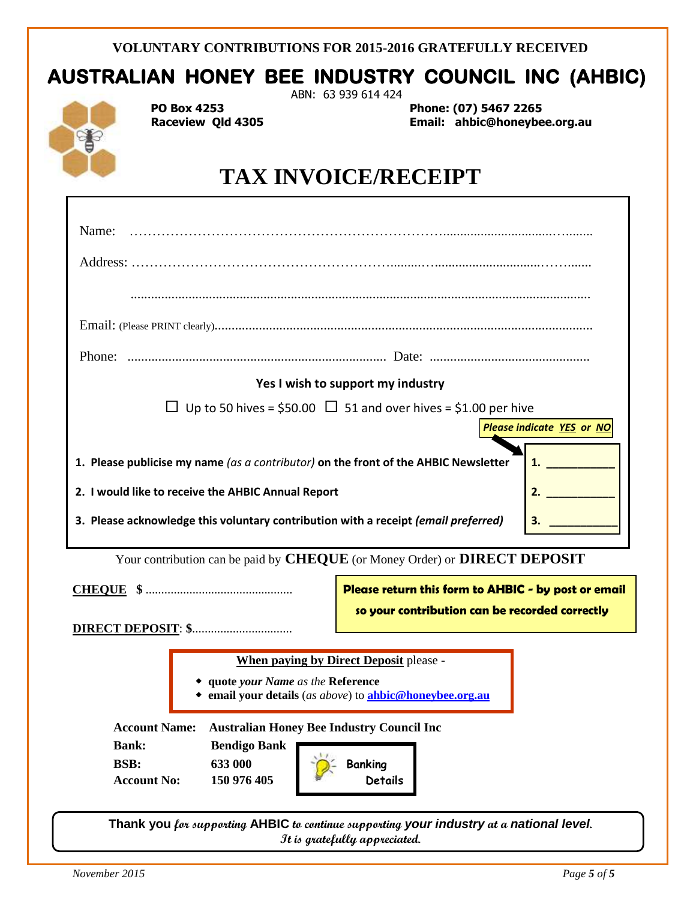**VOLUNTARY CONTRIBUTIONS FOR 2015-2016 GRATEFULLY RECEIVED**

# AUSTRALIAN HONEY BEE INDUSTRY COUNCIL INC (AHBIC)

ABN: 63 939 614 424

**PO Box 4253**
**Raceview Qld 4305**

**Phone: (07) 5467 2265**
**Email: ahbic@honeybee.org.au**

# TAX INVOICE/RECEIPT

Name: ……………………………………………………………………………………………

Address: ……………………………………………………………………………………………

……………………………………………………………………………………………

Email: (Please PRINT clearly)……………………………………………………………………

Phone: ………………………………………………… Date: ………………………………………

**Yes I wish to support my industry**

☐ Up to 50 hives = $50.00 ☐ 51 and over hives = $1.00 per hive

***Please indicate YES or NO***

| | |
|---|---|
| **1. Please publicise my name** *(as a contributor)* **on the front of the AHBIC Newsletter** | **1.** ___________ |
| **2. I would like to receive the AHBIC Annual Report** | **2.** ___________ |
| **3. Please acknowledge this voluntary contribution with a receipt** ***(email preferred)*** | **3.** ___________ |

Your contribution can be paid by **CHEQUE** (or Money Order) or **DIRECT DEPOSIT**

**CHEQUE $** ……………………………………

**DIRECT DEPOSIT: $**……………………………

**Please return this form to AHBIC - by post or email so your contribution can be recorded correctly**

**When paying by Direct Deposit** please -

- **quote** ***your Name*** *as the* **Reference**
- **email your details** (*as above*) to **ahbic@honeybee.org.au**

| | |
|---|---|
| **Account Name:** | **Australian Honey Bee Industry Council Inc** |
| **Bank:** | **Bendigo Bank** |
| **BSB:** | **633 000** |
| **Account No:** | **150 976 405** |

Banking Details

**Thank you** *for supporting* **AHBIC** *to continue supporting* ***your industry*** *at a* ***national level.*** *It is gratefully appreciated.*

*November 2015*